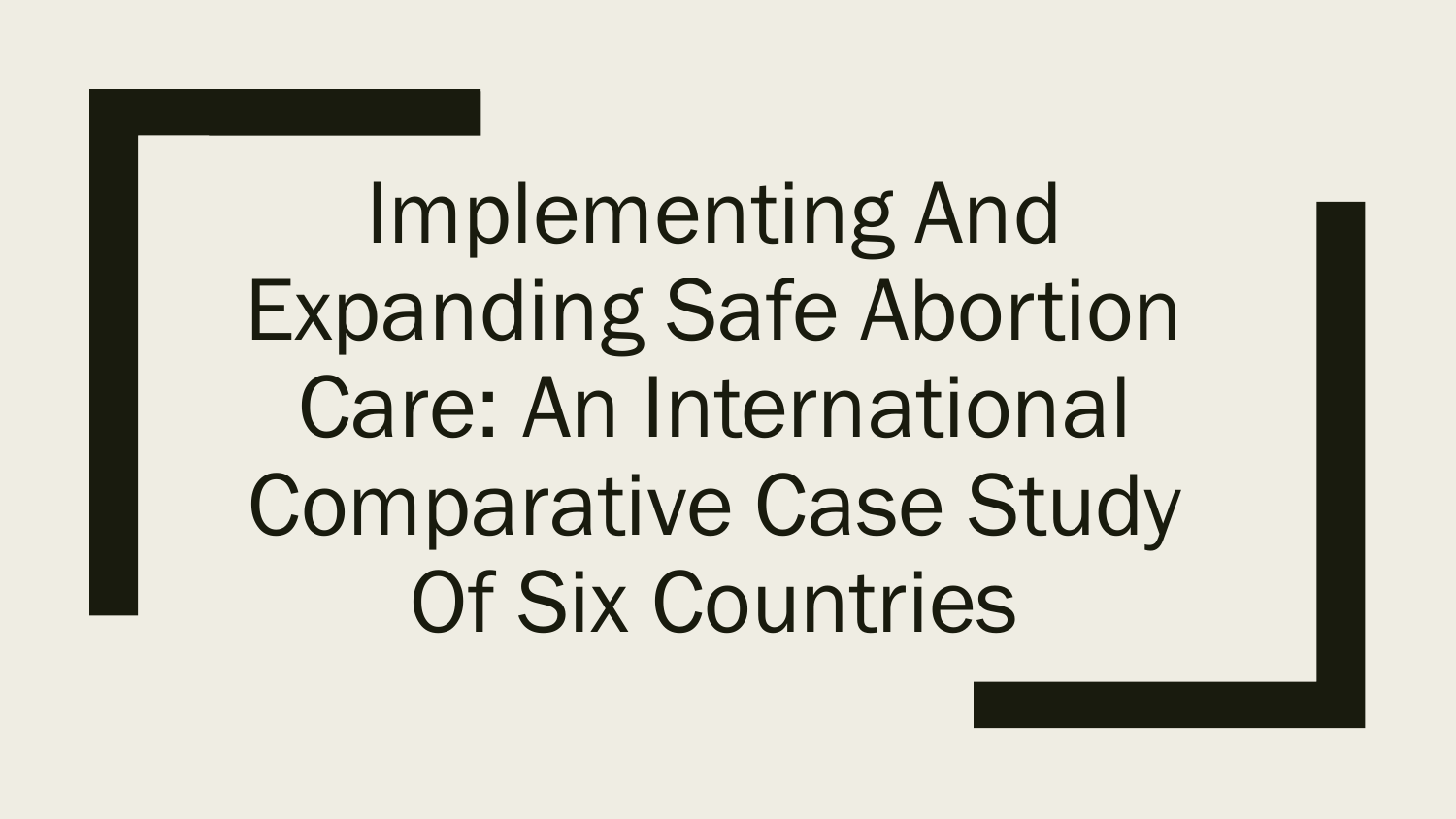# Implementing And Expanding Safe Abortion Care: An International Comparative Case Study Of Six Countries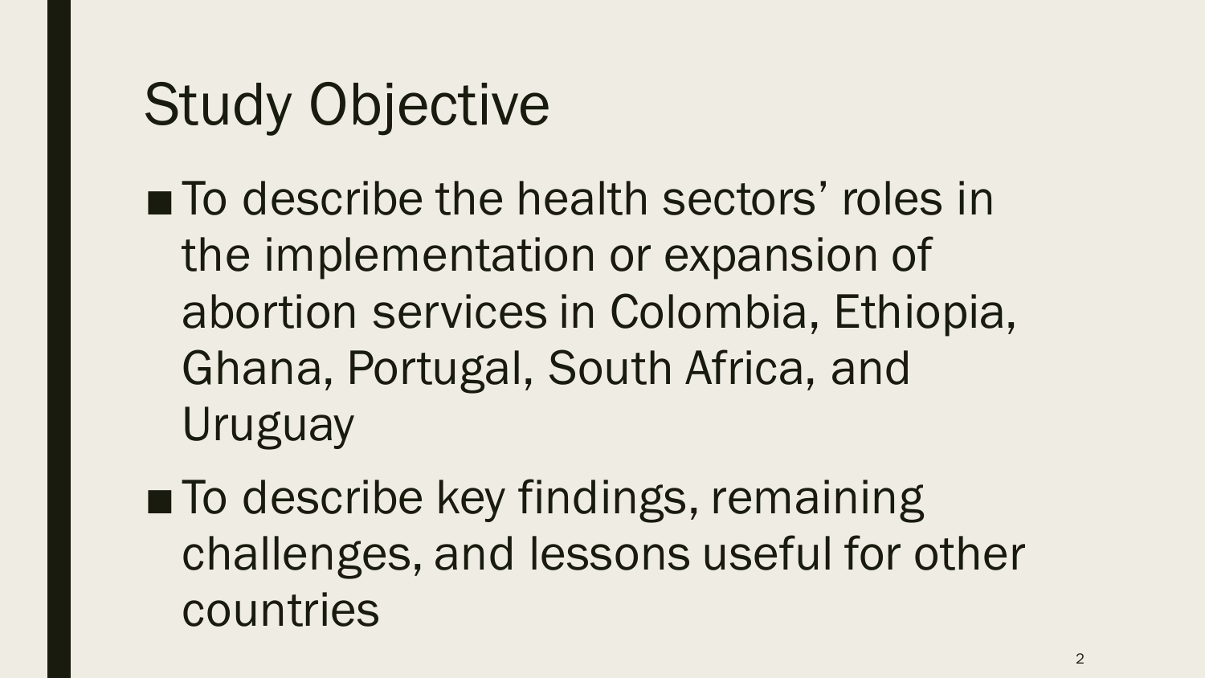# Study Objective

- To describe the health sectors' roles in the implementation or expansion of abortion services in Colombia, Ethiopia, Ghana, Portugal, South Africa, and Uruguay
- To describe key findings, remaining challenges, and lessons useful for other countries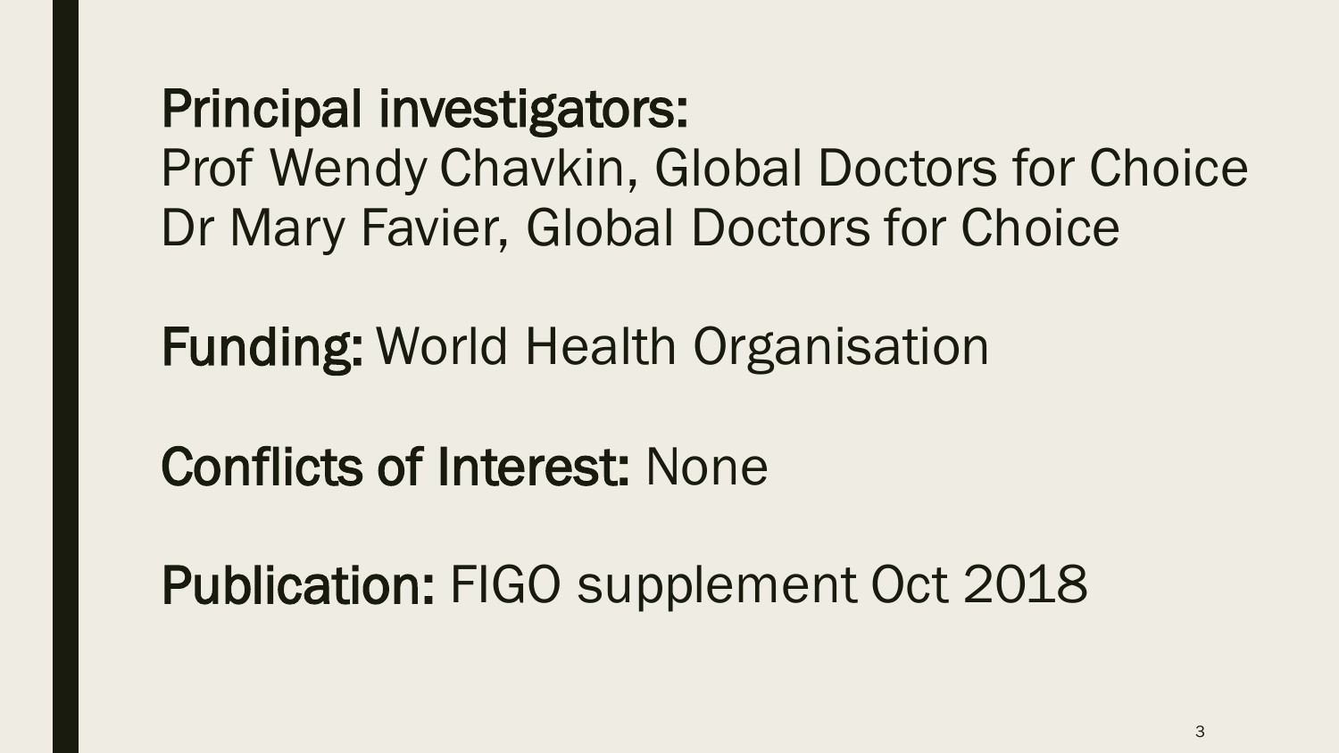**Principal investigators:**
Prof Wendy Chavkin, Global Doctors for Choice
Dr Mary Favier, Global Doctors for Choice

**Funding:** World Health Organisation

**Conflicts of Interest:** None

**Publication:** FIGO supplement Oct 2018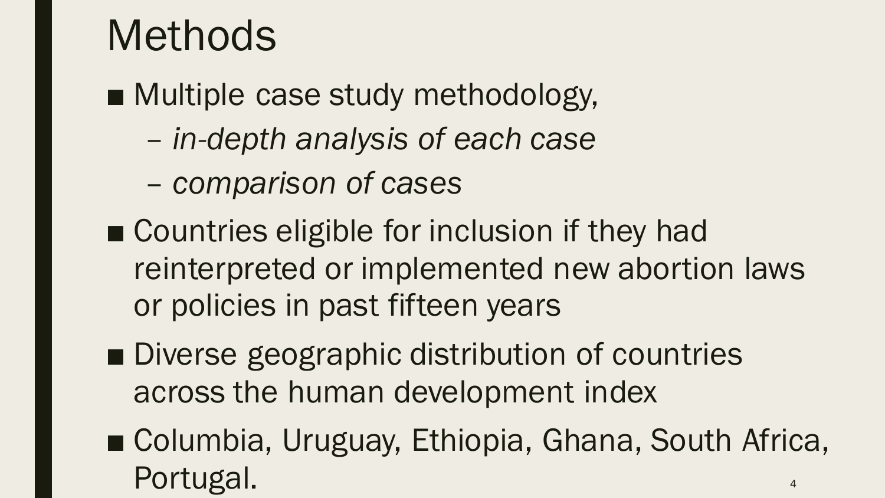# Methods

- Multiple case study methodology,
  - *in-depth analysis of each case*
  - *comparison of cases*
- Countries eligible for inclusion if they had reinterpreted or implemented new abortion laws or policies in past fifteen years
- Diverse geographic distribution of countries across the human development index
- Columbia, Uruguay, Ethiopia, Ghana, South Africa, Portugal.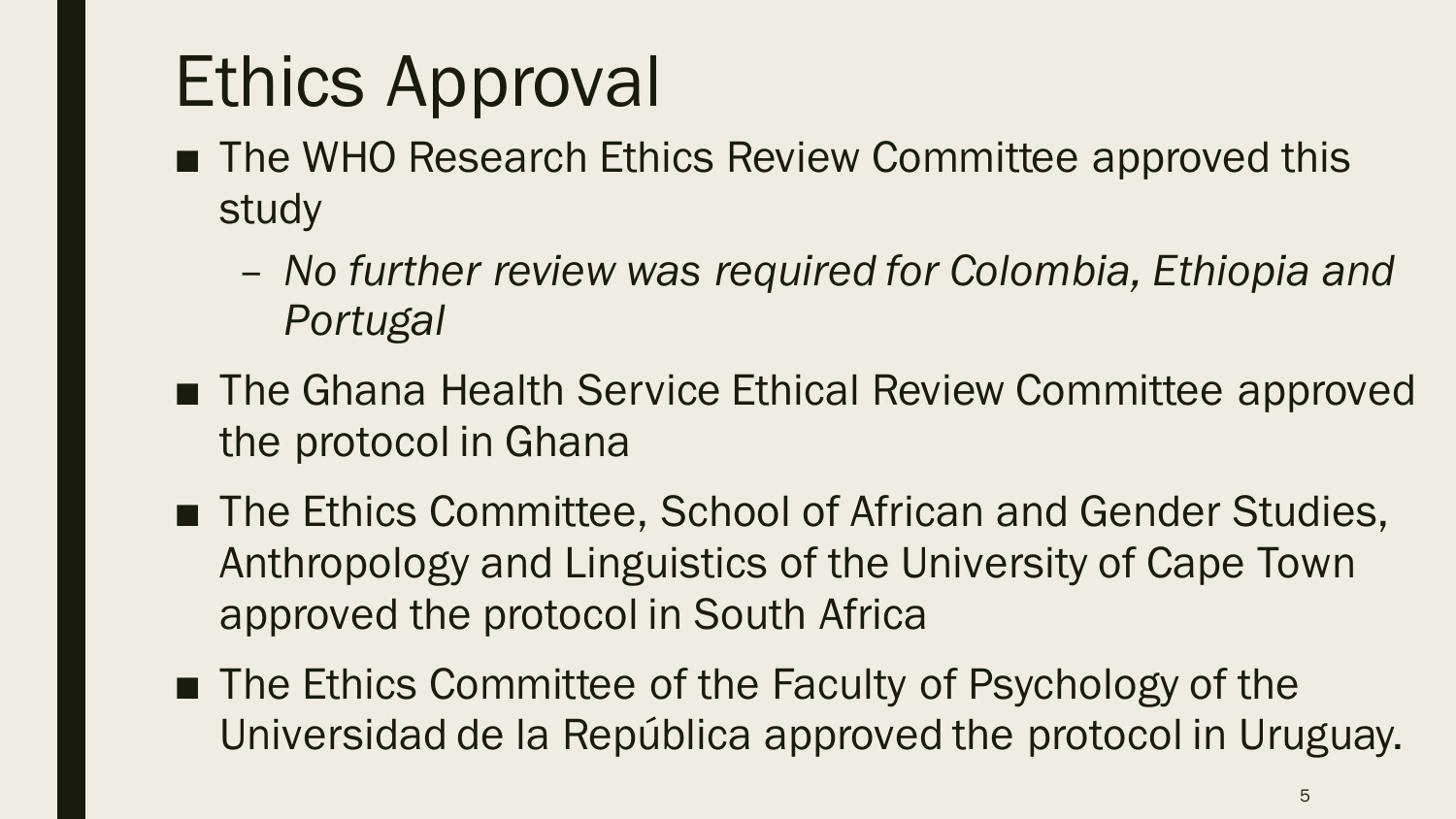# Ethics Approval

- The WHO Research Ethics Review Committee approved this study
  - *No further review was required for Colombia, Ethiopia and Portugal*
- The Ghana Health Service Ethical Review Committee approved the protocol in Ghana
- The Ethics Committee, School of African and Gender Studies, Anthropology and Linguistics of the University of Cape Town approved the protocol in South Africa
- The Ethics Committee of the Faculty of Psychology of the Universidad de la República approved the protocol in Uruguay.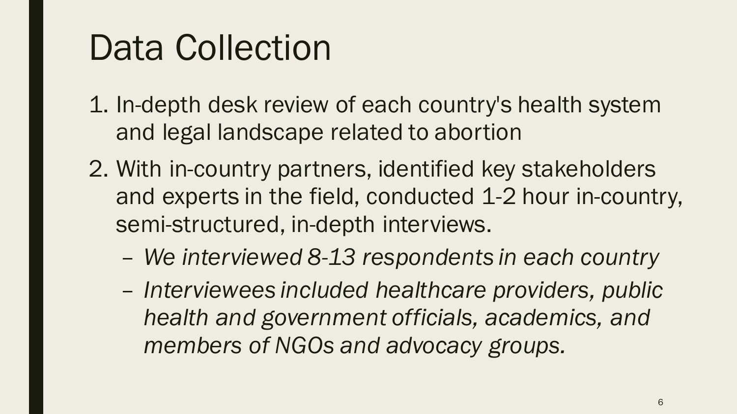# Data Collection

1. In-depth desk review of each country's health system and legal landscape related to abortion
2. With in-country partners, identified key stakeholders and experts in the field, conducted 1-2 hour in-country, semi-structured, in-depth interviews.
   - *We interviewed 8-13 respondents in each country*
   - *Interviewees included healthcare providers, public health and government officials, academics, and members of NGOs and advocacy groups.*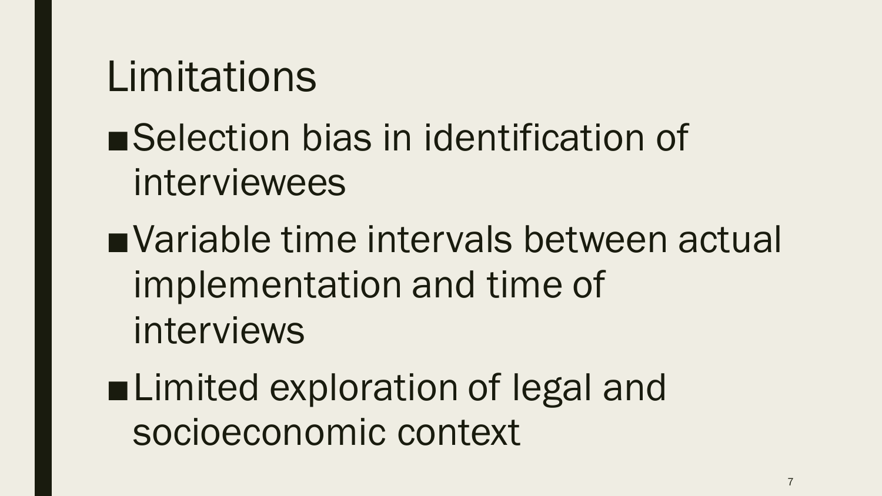# Limitations

- Selection bias in identification of interviewees
- Variable time intervals between actual implementation and time of interviews
- Limited exploration of legal and socioeconomic context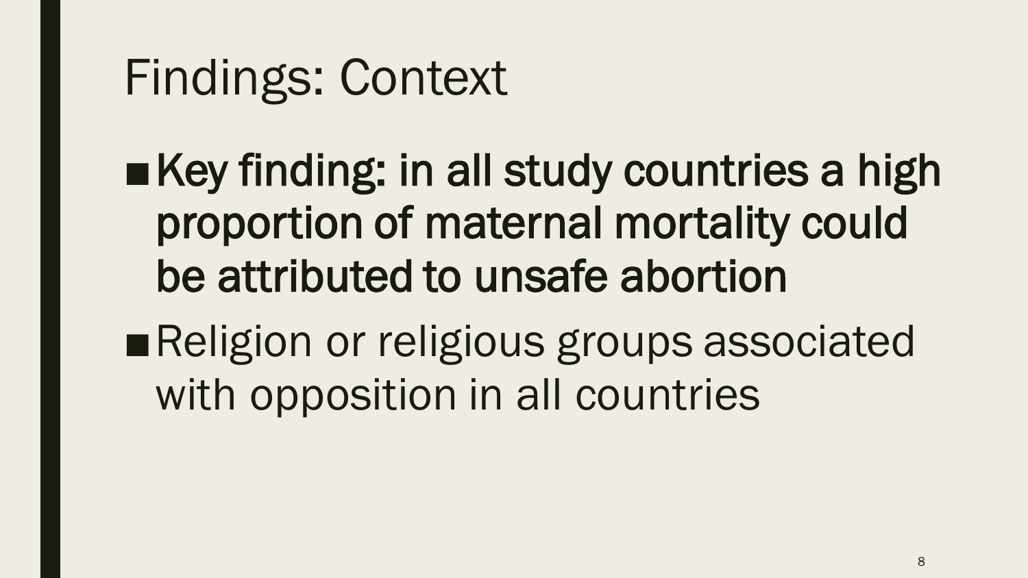# Findings: Context

- **Key finding: in all study countries a high proportion of maternal mortality could be attributed to unsafe abortion**
- Religion or religious groups associated with opposition in all countries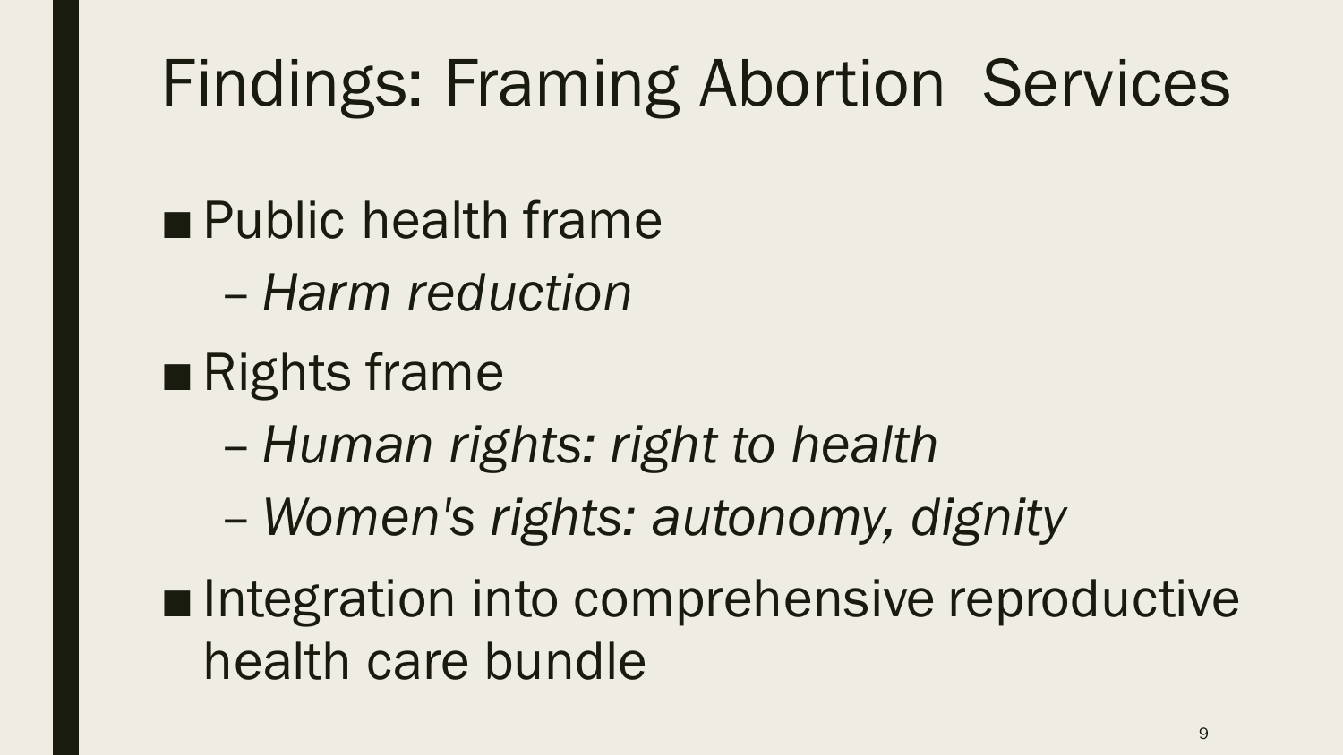# Findings: Framing Abortion Services

- Public health frame
  - *Harm reduction*
- Rights frame
  - *Human rights: right to health*
  - *Women's rights: autonomy, dignity*
- Integration into comprehensive reproductive health care bundle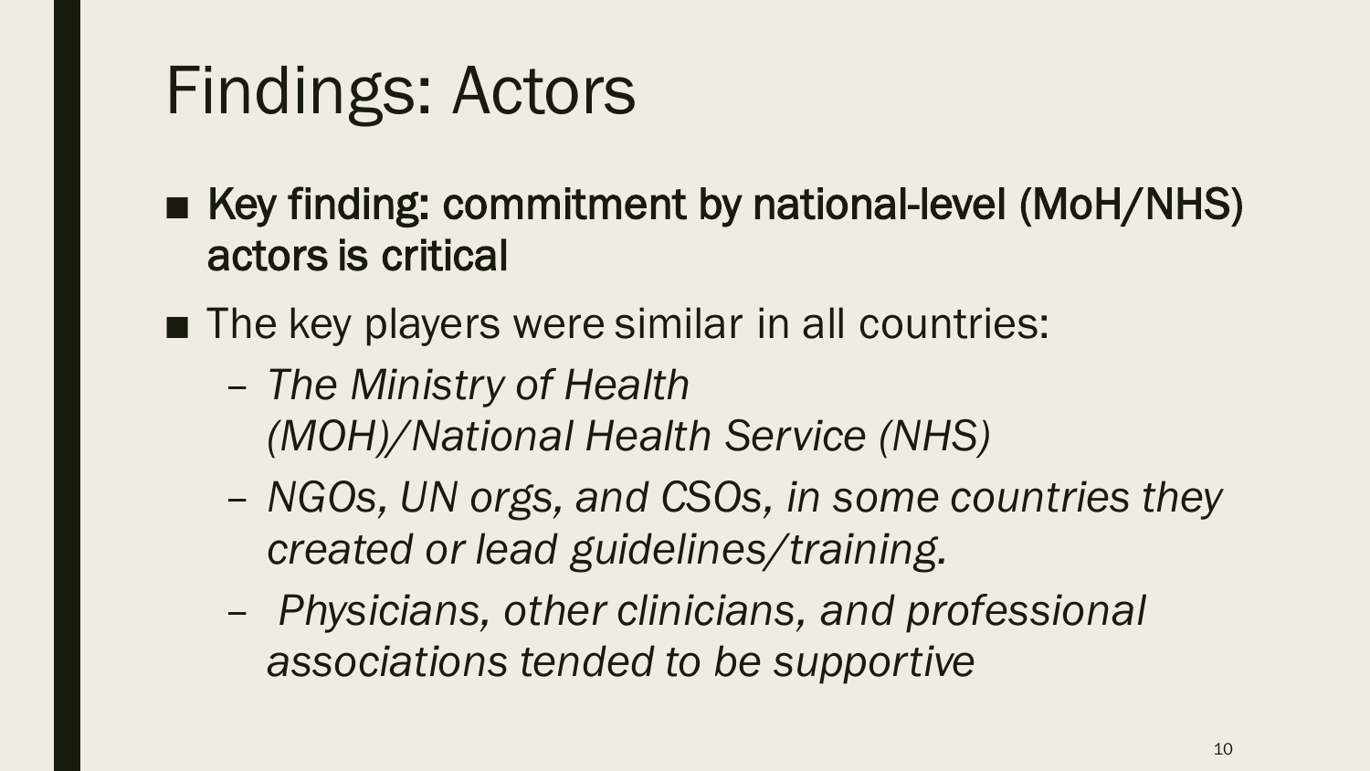# Findings: Actors

- **Key finding: commitment by national-level (MoH/NHS) actors is critical**
- The key players were similar in all countries:
  - *The Ministry of Health (MOH)/National Health Service (NHS)*
  - *NGOs, UN orgs, and CSOs, in some countries they created or lead guidelines/training.*
  - *Physicians, other clinicians, and professional associations tended to be supportive*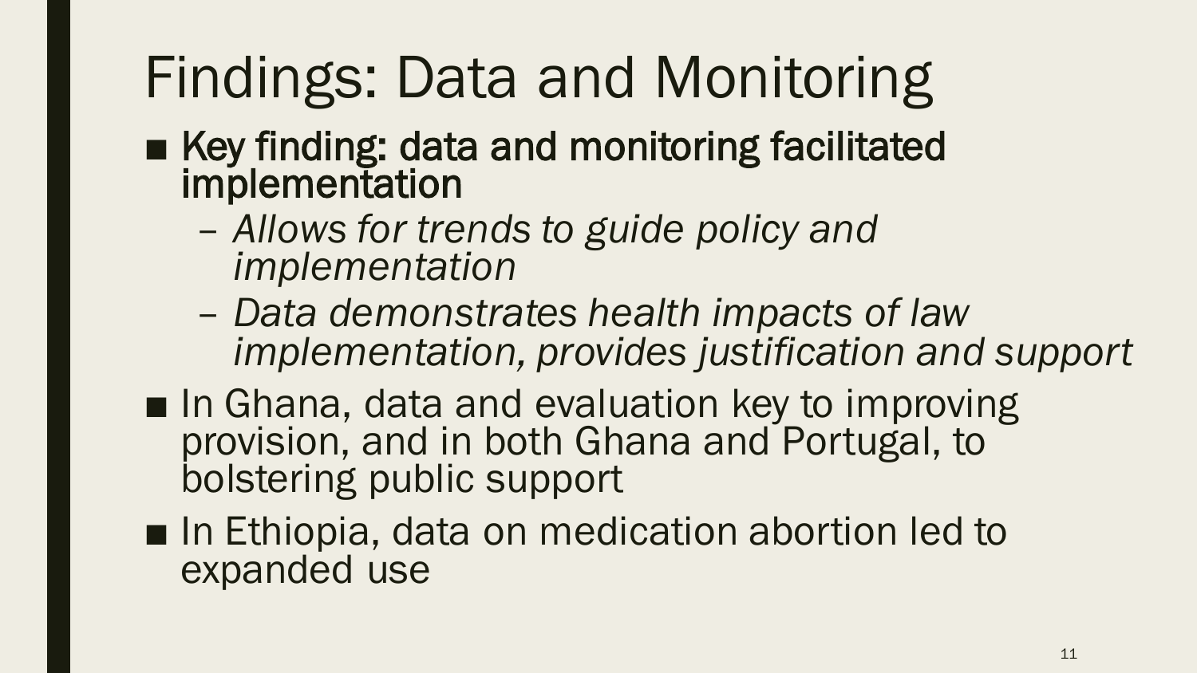# Findings: Data and Monitoring

- Key finding: data and monitoring facilitated implementation
  - *Allows for trends to guide policy and implementation*
  - *Data demonstrates health impacts of law implementation, provides justification and support*
- In Ghana, data and evaluation key to improving provision, and in both Ghana and Portugal, to bolstering public support
- In Ethiopia, data on medication abortion led to expanded use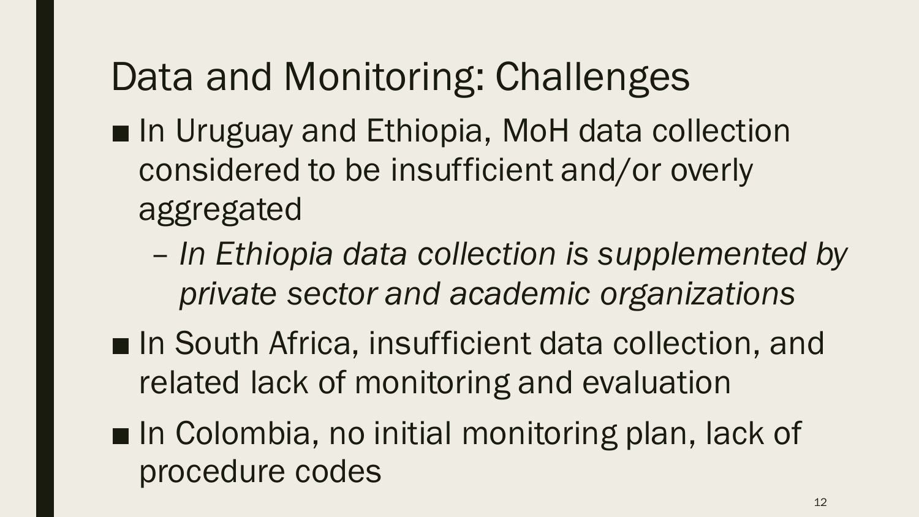# Data and Monitoring: Challenges

- In Uruguay and Ethiopia, MoH data collection considered to be insufficient and/or overly aggregated
  - *In Ethiopia data collection is supplemented by private sector and academic organizations*
- In South Africa, insufficient data collection, and related lack of monitoring and evaluation
- In Colombia, no initial monitoring plan, lack of procedure codes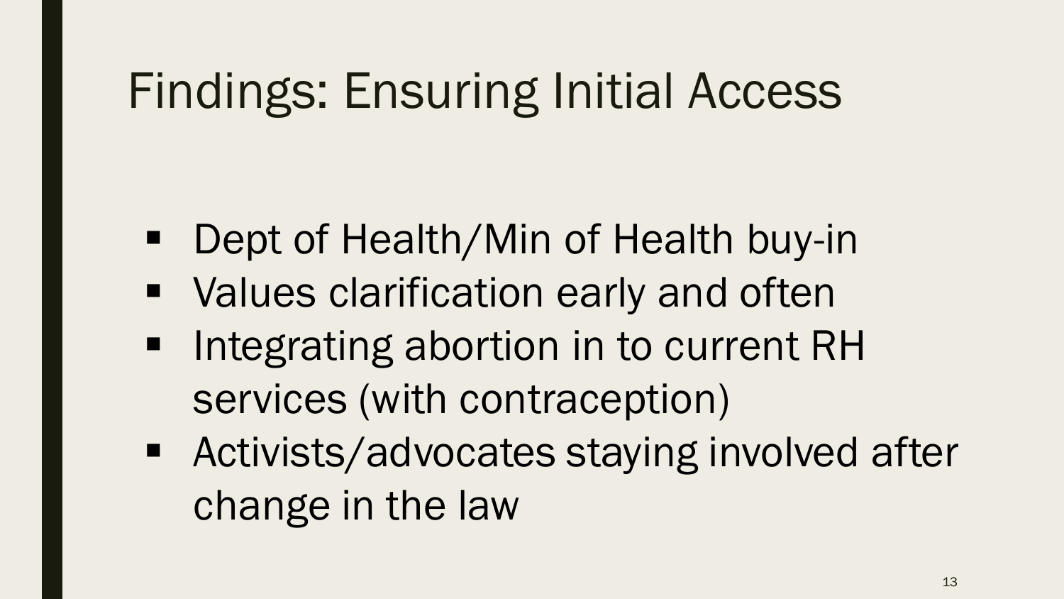# Findings: Ensuring Initial Access

- Dept of Health/Min of Health buy-in
- Values clarification early and often
- Integrating abortion in to current RH services (with contraception)
- Activists/advocates staying involved after change in the law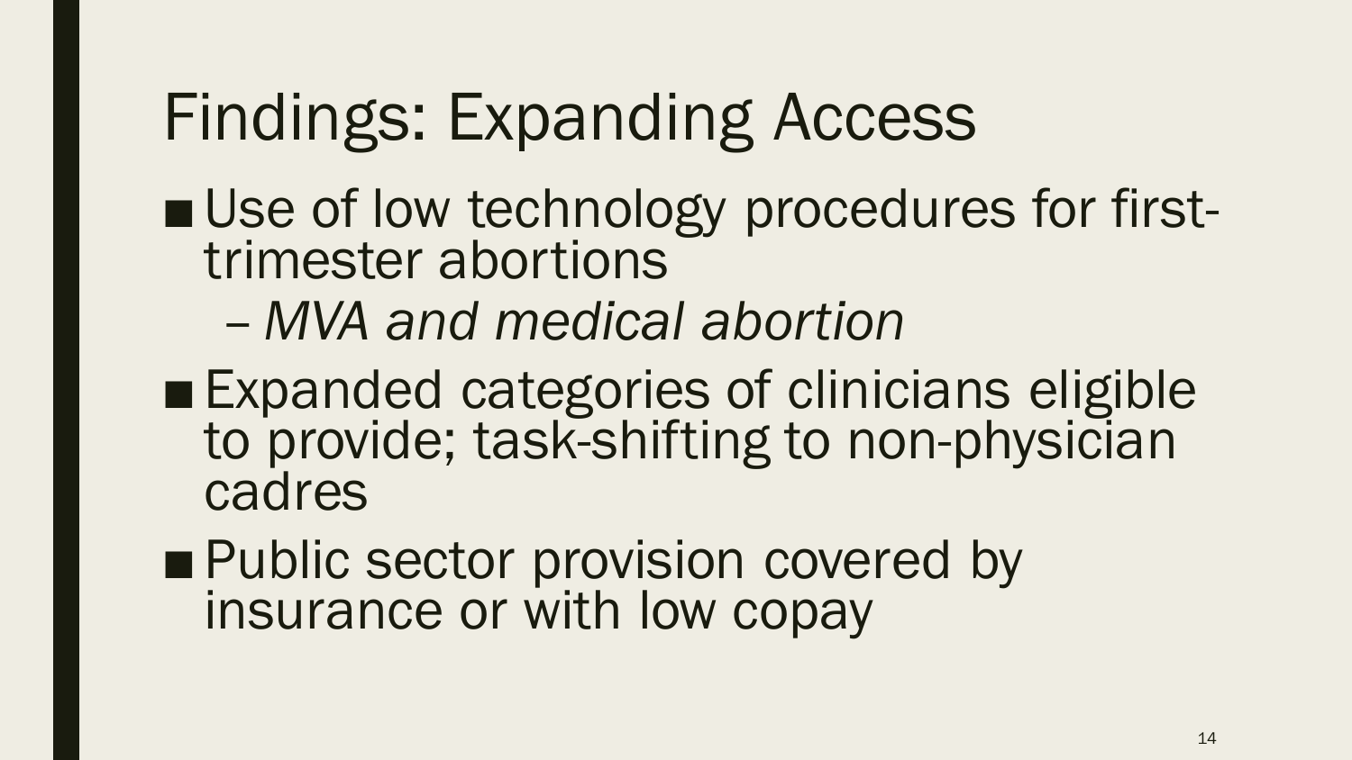# Findings: Expanding Access

- Use of low technology procedures for first-trimester abortions
  - *MVA and medical abortion*
- Expanded categories of clinicians eligible to provide; task-shifting to non-physician cadres
- Public sector provision covered by insurance or with low copay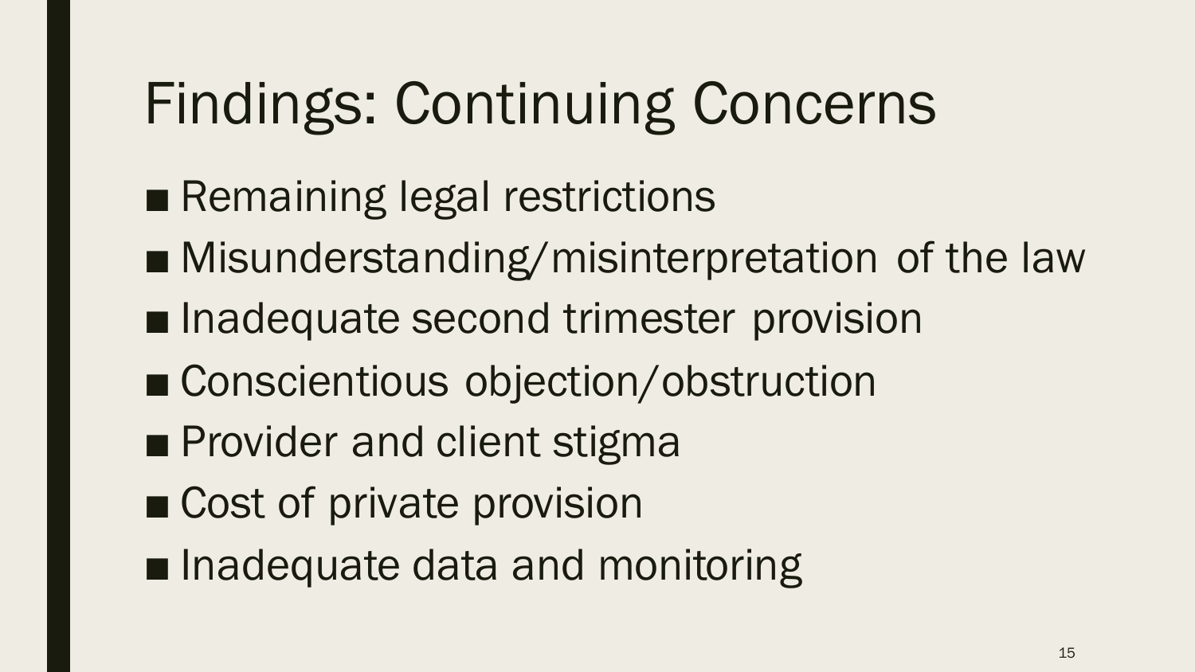# Findings: Continuing Concerns

- Remaining legal restrictions
- Misunderstanding/misinterpretation of the law
- Inadequate second trimester provision
- Conscientious objection/obstruction
- Provider and client stigma
- Cost of private provision
- Inadequate data and monitoring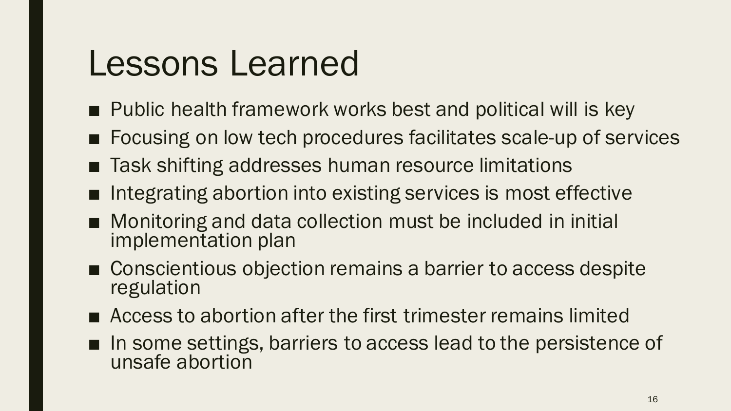# Lessons Learned

- Public health framework works best and political will is key
- Focusing on low tech procedures facilitates scale-up of services
- Task shifting addresses human resource limitations
- Integrating abortion into existing services is most effective
- Monitoring and data collection must be included in initial implementation plan
- Conscientious objection remains a barrier to access despite regulation
- Access to abortion after the first trimester remains limited
- In some settings, barriers to access lead to the persistence of unsafe abortion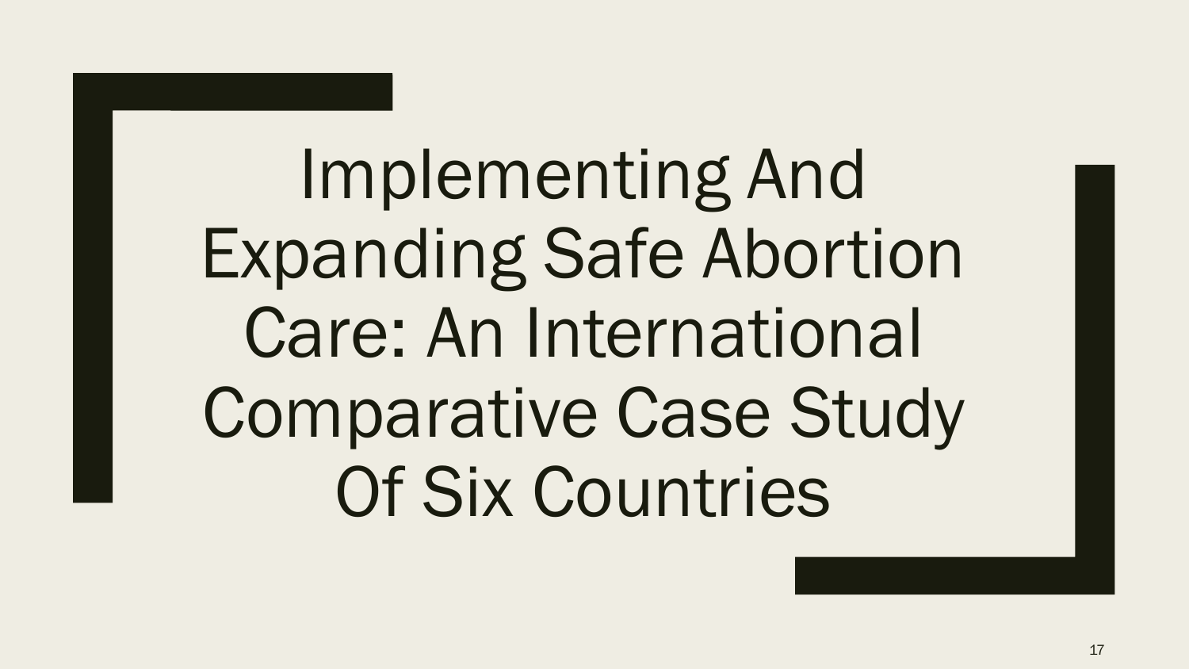# Implementing And Expanding Safe Abortion Care: An International Comparative Case Study Of Six Countries